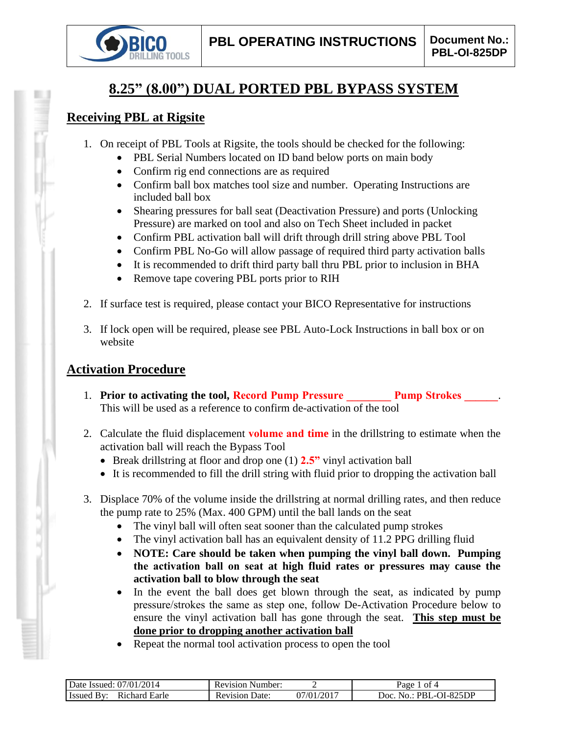# 8.25" (8.00") DUAL PORTED PBL BYPASS SYSTEM

## Receiving PBL at Rigsite

1. On receipt of PBL Tools at Rigsite, the tools should be checked for the following:
   - PBL Serial Numbers located on ID band below ports on main body
   - Confirm rig end connections are as required
   - Confirm ball box matches tool size and number. Operating Instructions are included ball box
   - Shearing pressures for ball seat (Deactivation Pressure) and ports (Unlocking Pressure) are marked on tool and also on Tech Sheet included in packet
   - Confirm PBL activation ball will drift through drill string above PBL Tool
   - Confirm PBL No-Go will allow passage of required third party activation balls
   - It is recommended to drift third party ball thru PBL prior to inclusion in BHA
   - Remove tape covering PBL ports prior to RIH

2. If surface test is required, please contact your BICO Representative for instructions

3. If lock open will be required, please see PBL Auto-Lock Instructions in ball box or on website

## Activation Procedure

1. **Prior to activating the tool, Record Pump Pressure ________ Pump Strokes ______.** This will be used as a reference to confirm de-activation of the tool

2. Calculate the fluid displacement **volume and time** in the drillstring to estimate when the activation ball will reach the Bypass Tool
   - Break drillstring at floor and drop one (1) **2.5"** vinyl activation ball
   - It is recommended to fill the drill string with fluid prior to dropping the activation ball

3. Displace 70% of the volume inside the drillstring at normal drilling rates, and then reduce the pump rate to 25% (Max. 400 GPM) until the ball lands on the seat
   - The vinyl ball will often seat sooner than the calculated pump strokes
   - The vinyl activation ball has an equivalent density of 11.2 PPG drilling fluid
   - **NOTE: Care should be taken when pumping the vinyl ball down. Pumping the activation ball on seat at high fluid rates or pressures may cause the activation ball to blow through the seat**
   - In the event the ball does get blown through the seat, as indicated by pump pressure/strokes the same as step one, follow De-Activation Procedure below to ensure the vinyl activation ball has gone through the seat. **<u>This step must be done prior to dropping another activation ball</u>**
   - Repeat the normal tool activation process to open the tool

| Date Issued: 07/01/2014 | Revision Number: | 2 | Page 1 of 4 |
|---|---|---|---|
| Issued By: Richard Earle | Revision Date: | 07/01/2017 | Doc. No.: PBL-OI-825DP |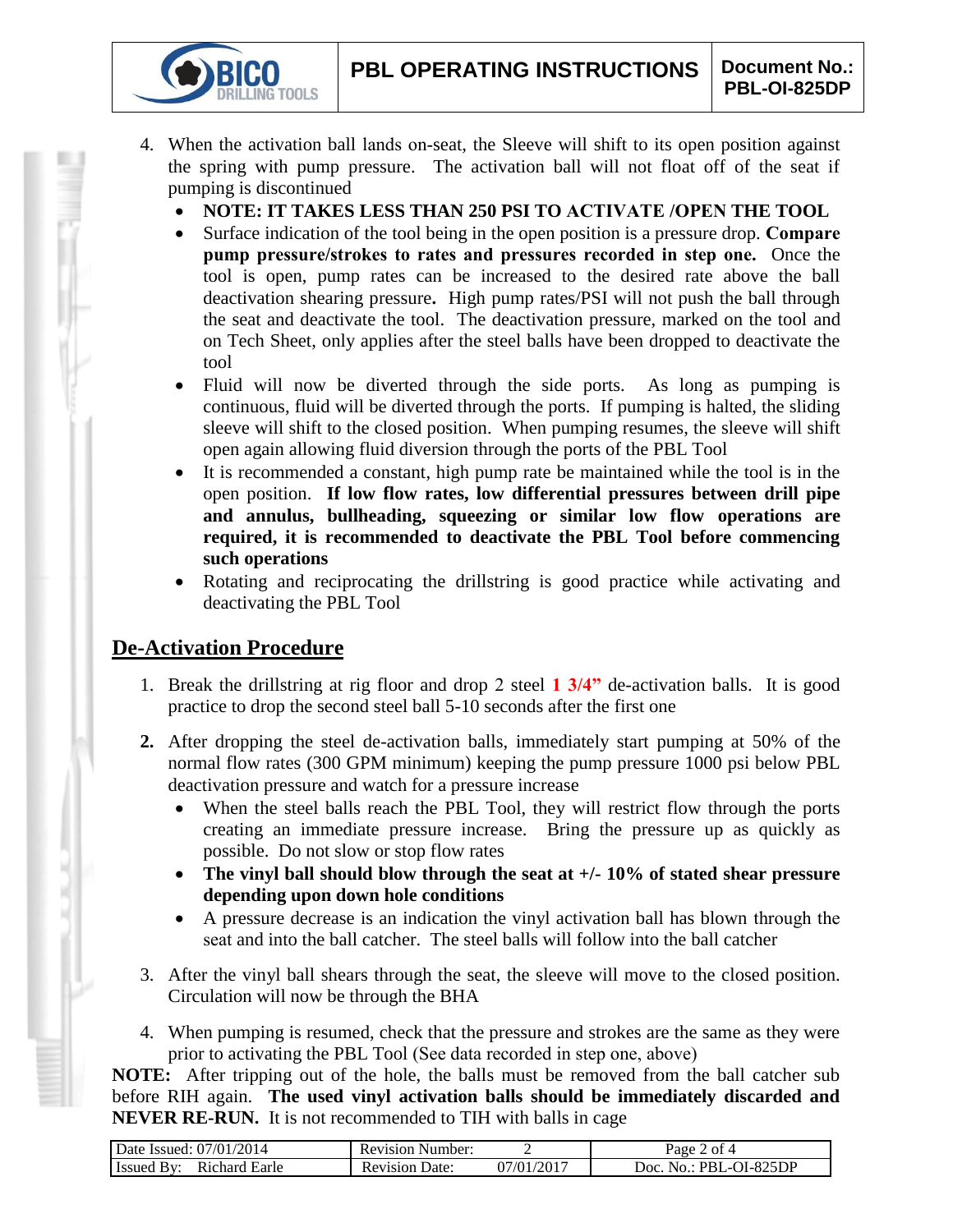4. When the activation ball lands on-seat, the Sleeve will shift to its open position against the spring with pump pressure. The activation ball will not float off of the seat if pumping is discontinued
   - **NOTE: IT TAKES LESS THAN 250 PSI TO ACTIVATE /OPEN THE TOOL**
   - Surface indication of the tool being in the open position is a pressure drop. **Compare pump pressure/strokes to rates and pressures recorded in step one.** Once the tool is open, pump rates can be increased to the desired rate above the ball deactivation shearing pressure**.** High pump rates/PSI will not push the ball through the seat and deactivate the tool. The deactivation pressure, marked on the tool and on Tech Sheet, only applies after the steel balls have been dropped to deactivate the tool
   - Fluid will now be diverted through the side ports. As long as pumping is continuous, fluid will be diverted through the ports. If pumping is halted, the sliding sleeve will shift to the closed position. When pumping resumes, the sleeve will shift open again allowing fluid diversion through the ports of the PBL Tool
   - It is recommended a constant, high pump rate be maintained while the tool is in the open position. **If low flow rates, low differential pressures between drill pipe and annulus, bullheading, squeezing or similar low flow operations are required, it is recommended to deactivate the PBL Tool before commencing such operations**
   - Rotating and reciprocating the drillstring is good practice while activating and deactivating the PBL Tool

## De-Activation Procedure

1. Break the drillstring at rig floor and drop 2 steel **1 3/4"** de-activation balls. It is good practice to drop the second steel ball 5-10 seconds after the first one

2. After dropping the steel de-activation balls, immediately start pumping at 50% of the normal flow rates (300 GPM minimum) keeping the pump pressure 1000 psi below PBL deactivation pressure and watch for a pressure increase
   - When the steel balls reach the PBL Tool, they will restrict flow through the ports creating an immediate pressure increase. Bring the pressure up as quickly as possible. Do not slow or stop flow rates
   - **The vinyl ball should blow through the seat at +/- 10% of stated shear pressure depending upon down hole conditions**
   - A pressure decrease is an indication the vinyl activation ball has blown through the seat and into the ball catcher. The steel balls will follow into the ball catcher

3. After the vinyl ball shears through the seat, the sleeve will move to the closed position. Circulation will now be through the BHA

4. When pumping is resumed, check that the pressure and strokes are the same as they were prior to activating the PBL Tool (See data recorded in step one, above)

**NOTE:** After tripping out of the hole, the balls must be removed from the ball catcher sub before RIH again. **The used vinyl activation balls should be immediately discarded and NEVER RE-RUN.** It is not recommended to TIH with balls in cage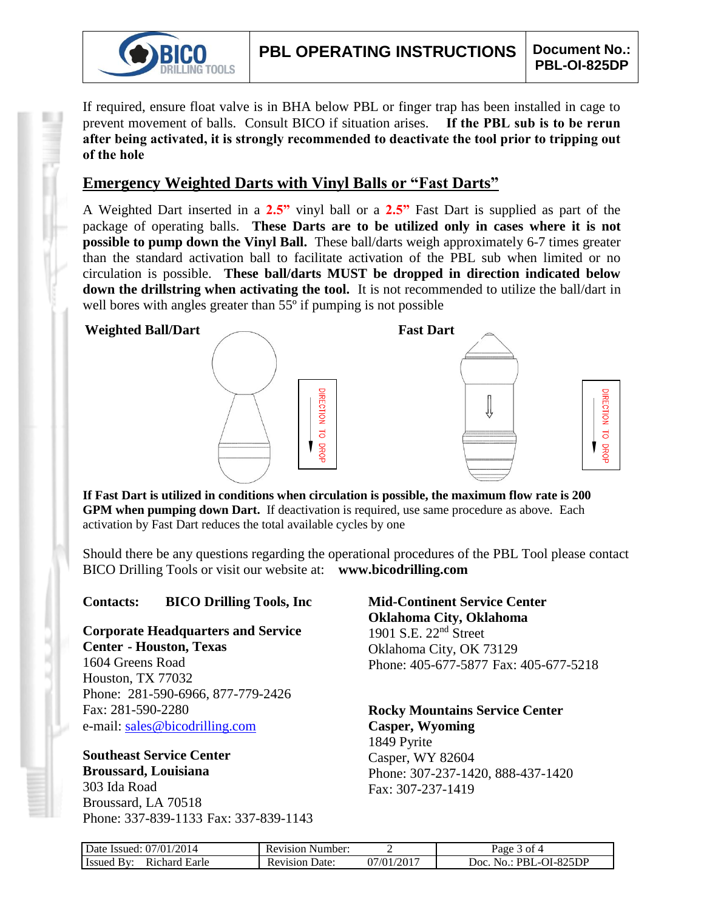If required, ensure float valve is in BHA below PBL or finger trap has been installed in cage to prevent movement of balls. Consult BICO if situation arises. **If the PBL sub is to be rerun after being activated, it is strongly recommended to deactivate the tool prior to tripping out of the hole**

## Emergency Weighted Darts with Vinyl Balls or "Fast Darts"

A Weighted Dart inserted in a **2.5"** vinyl ball or a **2.5"** Fast Dart is supplied as part of the package of operating balls. **These Darts are to be utilized only in cases where it is not possible to pump down the Vinyl Ball.** These ball/darts weigh approximately 6-7 times greater than the standard activation ball to facilitate activation of the PBL sub when limited or no circulation is possible. **These ball/darts MUST be dropped in direction indicated below down the drillstring when activating the tool.** It is not recommended to utilize the ball/dart in well bores with angles greater than 55º if pumping is not possible

**Weighted Ball/Dart** | DIRECTION TO DROP

**Fast Dart** | DIRECTION TO DROP

**If Fast Dart is utilized in conditions when circulation is possible, the maximum flow rate is 200 GPM when pumping down Dart.** If deactivation is required, use same procedure as above. Each activation by Fast Dart reduces the total available cycles by one

Should there be any questions regarding the operational procedures of the PBL Tool please contact BICO Drilling Tools or visit our website at: **www.bicodrilling.com**

**Contacts: BICO Drilling Tools, Inc**

**Corporate Headquarters and Service Center - Houston, Texas**
1604 Greens Road
Houston, TX 77032
Phone: 281-590-6966, 877-779-2426
Fax: 281-590-2280
e-mail: sales@bicodrilling.com

**Southeast Service Center**
**Broussard, Louisiana**
303 Ida Road
Broussard, LA 70518
Phone: 337-839-1133 Fax: 337-839-1143

**Mid-Continent Service Center**
**Oklahoma City, Oklahoma**
1901 S.E. 22nd Street
Oklahoma City, OK 73129
Phone: 405-677-5877 Fax: 405-677-5218

**Rocky Mountains Service Center**
**Casper, Wyoming**
1849 Pyrite
Casper, WY 82604
Phone: 307-237-1420, 888-437-1420
Fax: 307-237-1419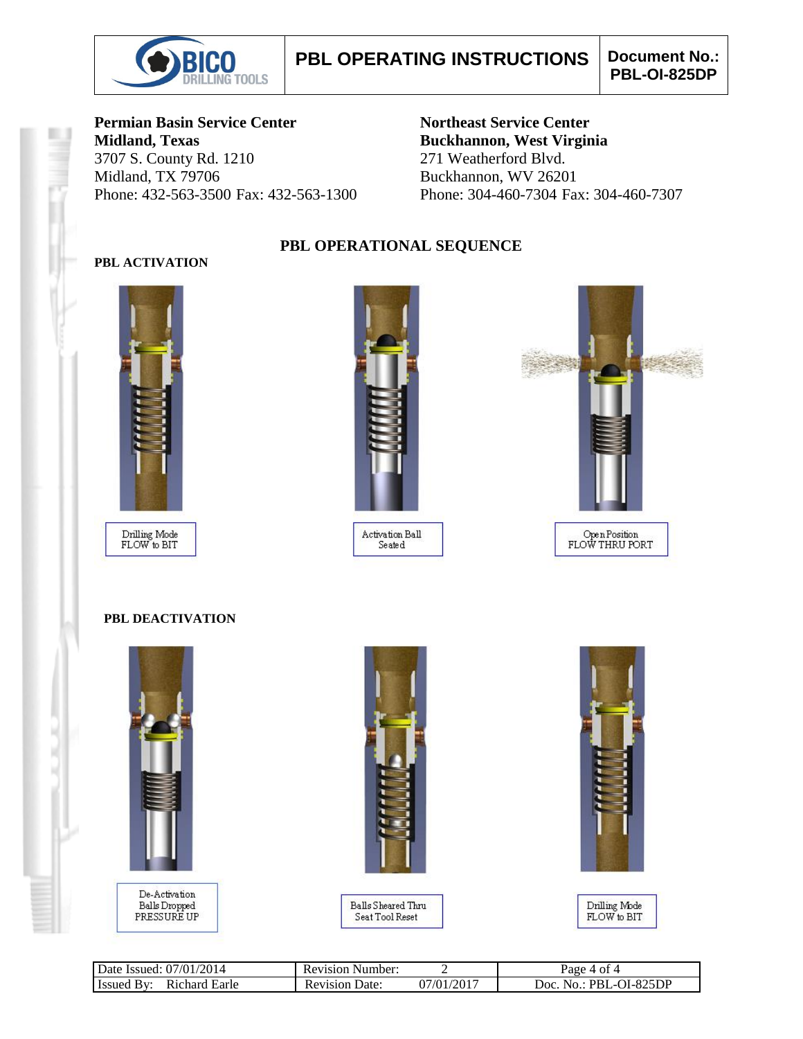**Permian Basin Service Center**
**Midland, Texas**
3707 S. County Rd. 1210
Midland, TX 79706
Phone: 432-563-3500 Fax: 432-563-1300

**Northeast Service Center**
**Buckhannon, West Virginia**
271 Weatherford Blvd.
Buckhannon, WV 26201
Phone: 304-460-7304 Fax: 304-460-7307

## PBL OPERATIONAL SEQUENCE

### PBL ACTIVATION

Drilling Mode
FLOW to BIT

Activation Ball
Seated

Open Position
FLOW THRU PORT

### PBL DEACTIVATION

De-Activation
Balls Dropped
PRESSURE UP

Balls Sheared Thru
Seat Tool Reset

Drilling Mode
FLOW to BIT

| | | |
|---|---|---|
| Date Issued: 07/01/2014 | Revision Number: 2 | Page 4 of 4 |
| Issued By: Richard Earle | Revision Date: 07/01/2017 | Doc. No.: PBL-OI-825DP |